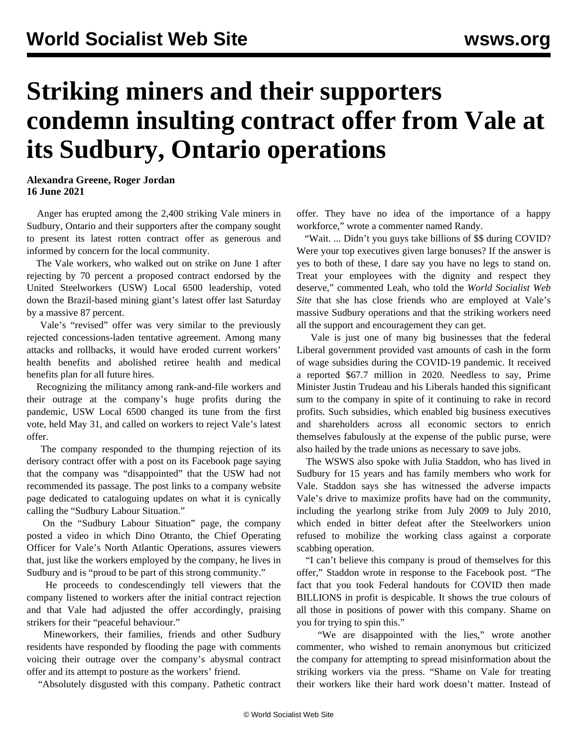# Striking miners and their supporters condemn insulting contract offer from Vale at its Sudbury, Ontario operations

**Alexandra Greene, Roger Jordan**
**16 June 2021**

Anger has erupted among the 2,400 striking Vale miners in Sudbury, Ontario and their supporters after the company sought to present its latest rotten contract offer as generous and informed by concern for the local community.

The Vale workers, who walked out on strike on June 1 after rejecting by 70 percent a proposed contract endorsed by the United Steelworkers (USW) Local 6500 leadership, voted down the Brazil-based mining giant's latest offer last Saturday by a massive 87 percent.

Vale's "revised" offer was very similar to the previously rejected concessions-laden tentative agreement. Among many attacks and rollbacks, it would have eroded current workers' health benefits and abolished retiree health and medical benefits plan for all future hires.

Recognizing the militancy among rank-and-file workers and their outrage at the company's huge profits during the pandemic, USW Local 6500 changed its tune from the first vote, held May 31, and called on workers to reject Vale's latest offer.

The company responded to the thumping rejection of its derisory contract offer with a post on its Facebook page saying that the company was "disappointed" that the USW had not recommended its passage. The post links to a company website page dedicated to cataloguing updates on what it is cynically calling the "Sudbury Labour Situation."

On the "Sudbury Labour Situation" page, the company posted a video in which Dino Otranto, the Chief Operating Officer for Vale's North Atlantic Operations, assures viewers that, just like the workers employed by the company, he lives in Sudbury and is "proud to be part of this strong community."

He proceeds to condescendingly tell viewers that the company listened to workers after the initial contract rejection and that Vale had adjusted the offer accordingly, praising strikers for their "peaceful behaviour."

Mineworkers, their families, friends and other Sudbury residents have responded by flooding the page with comments voicing their outrage over the company's abysmal contract offer and its attempt to posture as the workers' friend.

"Absolutely disgusted with this company. Pathetic contract offer. They have no idea of the importance of a happy workforce," wrote a commenter named Randy.

"Wait. ... Didn't you guys take billions of $$ during COVID? Were your top executives given large bonuses? If the answer is yes to both of these, I dare say you have no legs to stand on. Treat your employees with the dignity and respect they deserve," commented Leah, who told the *World Socialist Web Site* that she has close friends who are employed at Vale's massive Sudbury operations and that the striking workers need all the support and encouragement they can get.

Vale is just one of many big businesses that the federal Liberal government provided vast amounts of cash in the form of wage subsidies during the COVID-19 pandemic. It received a reported $67.7 million in 2020. Needless to say, Prime Minister Justin Trudeau and his Liberals handed this significant sum to the company in spite of it continuing to rake in record profits. Such subsidies, which enabled big business executives and shareholders across all economic sectors to enrich themselves fabulously at the expense of the public purse, were also hailed by the trade unions as necessary to save jobs.

The WSWS also spoke with Julia Staddon, who has lived in Sudbury for 15 years and has family members who work for Vale. Staddon says she has witnessed the adverse impacts Vale's drive to maximize profits have had on the community, including the yearlong strike from July 2009 to July 2010, which ended in bitter defeat after the Steelworkers union refused to mobilize the working class against a corporate scabbing operation.

"I can't believe this company is proud of themselves for this offer," Staddon wrote in response to the Facebook post. "The fact that you took Federal handouts for COVID then made BILLIONS in profit is despicable. It shows the true colours of all those in positions of power with this company. Shame on you for trying to spin this."

"We are disappointed with the lies," wrote another commenter, who wished to remain anonymous but criticized the company for attempting to spread misinformation about the striking workers via the press. "Shame on Vale for treating their workers like their hard work doesn't matter. Instead of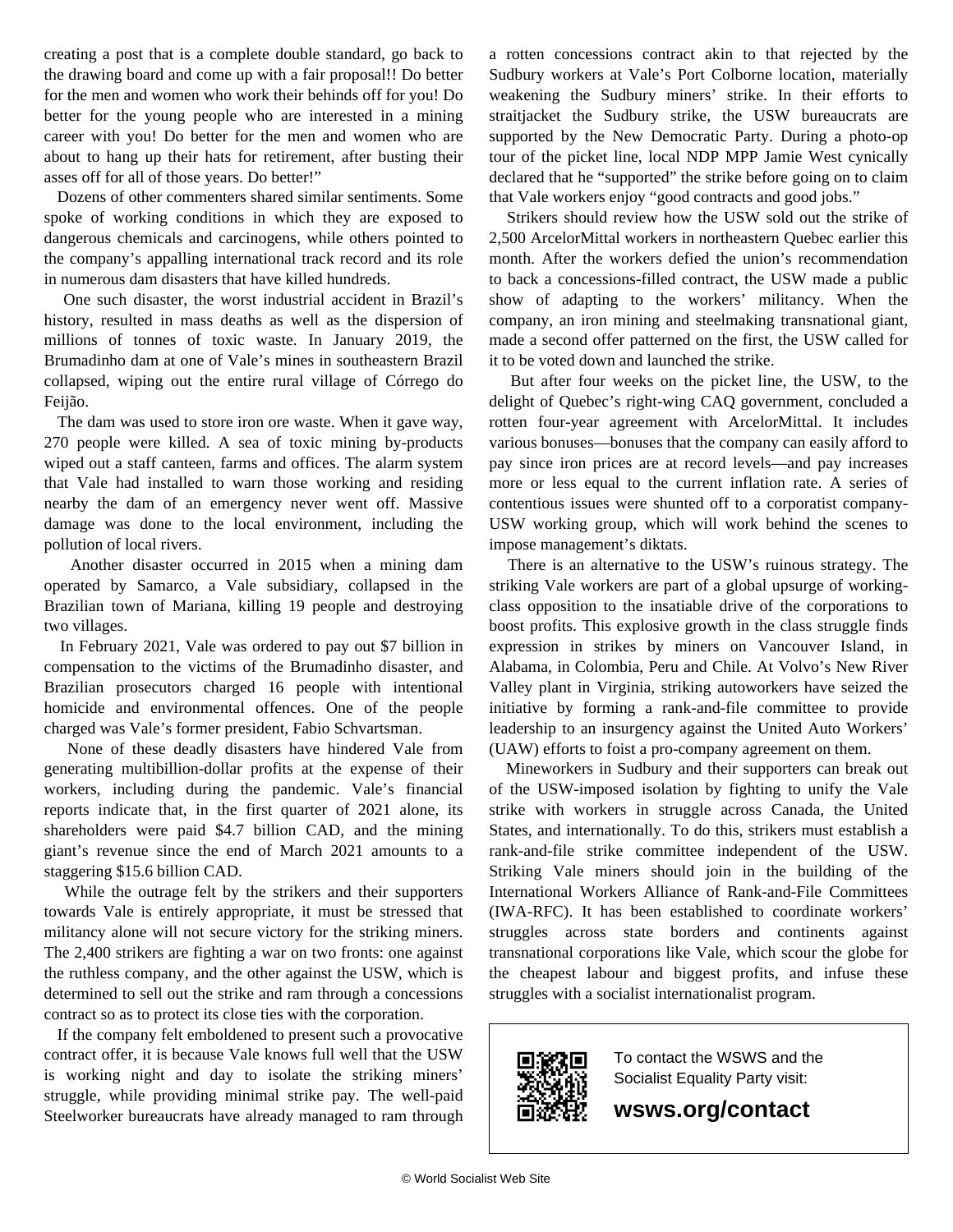creating a post that is a complete double standard, go back to the drawing board and come up with a fair proposal!! Do better for the men and women who work their behinds off for you! Do better for the young people who are interested in a mining career with you! Do better for the men and women who are about to hang up their hats for retirement, after busting their asses off for all of those years. Do better!"

Dozens of other commenters shared similar sentiments. Some spoke of working conditions in which they are exposed to dangerous chemicals and carcinogens, while others pointed to the company's appalling international track record and its role in numerous dam disasters that have killed hundreds.

One such disaster, the worst industrial accident in Brazil's history, resulted in mass deaths as well as the dispersion of millions of tonnes of toxic waste. In January 2019, the Brumadinho dam at one of Vale's mines in southeastern Brazil collapsed, wiping out the entire rural village of Córrego do Feijão.

The dam was used to store iron ore waste. When it gave way, 270 people were killed. A sea of toxic mining by-products wiped out a staff canteen, farms and offices. The alarm system that Vale had installed to warn those working and residing nearby the dam of an emergency never went off. Massive damage was done to the local environment, including the pollution of local rivers.

Another disaster occurred in 2015 when a mining dam operated by Samarco, a Vale subsidiary, collapsed in the Brazilian town of Mariana, killing 19 people and destroying two villages.

In February 2021, Vale was ordered to pay out $7 billion in compensation to the victims of the Brumadinho disaster, and Brazilian prosecutors charged 16 people with intentional homicide and environmental offences. One of the people charged was Vale's former president, Fabio Schvartsman.

None of these deadly disasters have hindered Vale from generating multibillion-dollar profits at the expense of their workers, including during the pandemic. Vale's financial reports indicate that, in the first quarter of 2021 alone, its shareholders were paid $4.7 billion CAD, and the mining giant's revenue since the end of March 2021 amounts to a staggering $15.6 billion CAD.

While the outrage felt by the strikers and their supporters towards Vale is entirely appropriate, it must be stressed that militancy alone will not secure victory for the striking miners. The 2,400 strikers are fighting a war on two fronts: one against the ruthless company, and the other against the USW, which is determined to sell out the strike and ram through a concessions contract so as to protect its close ties with the corporation.

If the company felt emboldened to present such a provocative contract offer, it is because Vale knows full well that the USW is working night and day to isolate the striking miners' struggle, while providing minimal strike pay. The well-paid Steelworker bureaucrats have already managed to ram through a rotten concessions contract akin to that rejected by the Sudbury workers at Vale's Port Colborne location, materially weakening the Sudbury miners' strike. In their efforts to straitjacket the Sudbury strike, the USW bureaucrats are supported by the New Democratic Party. During a photo-op tour of the picket line, local NDP MPP Jamie West cynically declared that he "supported" the strike before going on to claim that Vale workers enjoy "good contracts and good jobs."

Strikers should review how the USW sold out the strike of 2,500 ArcelorMittal workers in northeastern Quebec earlier this month. After the workers defied the union's recommendation to back a concessions-filled contract, the USW made a public show of adapting to the workers' militancy. When the company, an iron mining and steelmaking transnational giant, made a second offer patterned on the first, the USW called for it to be voted down and launched the strike.

But after four weeks on the picket line, the USW, to the delight of Quebec's right-wing CAQ government, concluded a rotten four-year agreement with ArcelorMittal. It includes various bonuses—bonuses that the company can easily afford to pay since iron prices are at record levels—and pay increases more or less equal to the current inflation rate. A series of contentious issues were shunted off to a corporatist company-USW working group, which will work behind the scenes to impose management's diktats.

There is an alternative to the USW's ruinous strategy. The striking Vale workers are part of a global upsurge of working-class opposition to the insatiable drive of the corporations to boost profits. This explosive growth in the class struggle finds expression in strikes by miners on Vancouver Island, in Alabama, in Colombia, Peru and Chile. At Volvo's New River Valley plant in Virginia, striking autoworkers have seized the initiative by forming a rank-and-file committee to provide leadership to an insurgency against the United Auto Workers' (UAW) efforts to foist a pro-company agreement on them.

Mineworkers in Sudbury and their supporters can break out of the USW-imposed isolation by fighting to unify the Vale strike with workers in struggle across Canada, the United States, and internationally. To do this, strikers must establish a rank-and-file strike committee independent of the USW. Striking Vale miners should join in the building of the International Workers Alliance of Rank-and-File Committees (IWA-RFC). It has been established to coordinate workers' struggles across state borders and continents against transnational corporations like Vale, which scour the globe for the cheapest labour and biggest profits, and infuse these struggles with a socialist internationalist program.

To contact the WSWS and the Socialist Equality Party visit:

**wsws.org/contact**